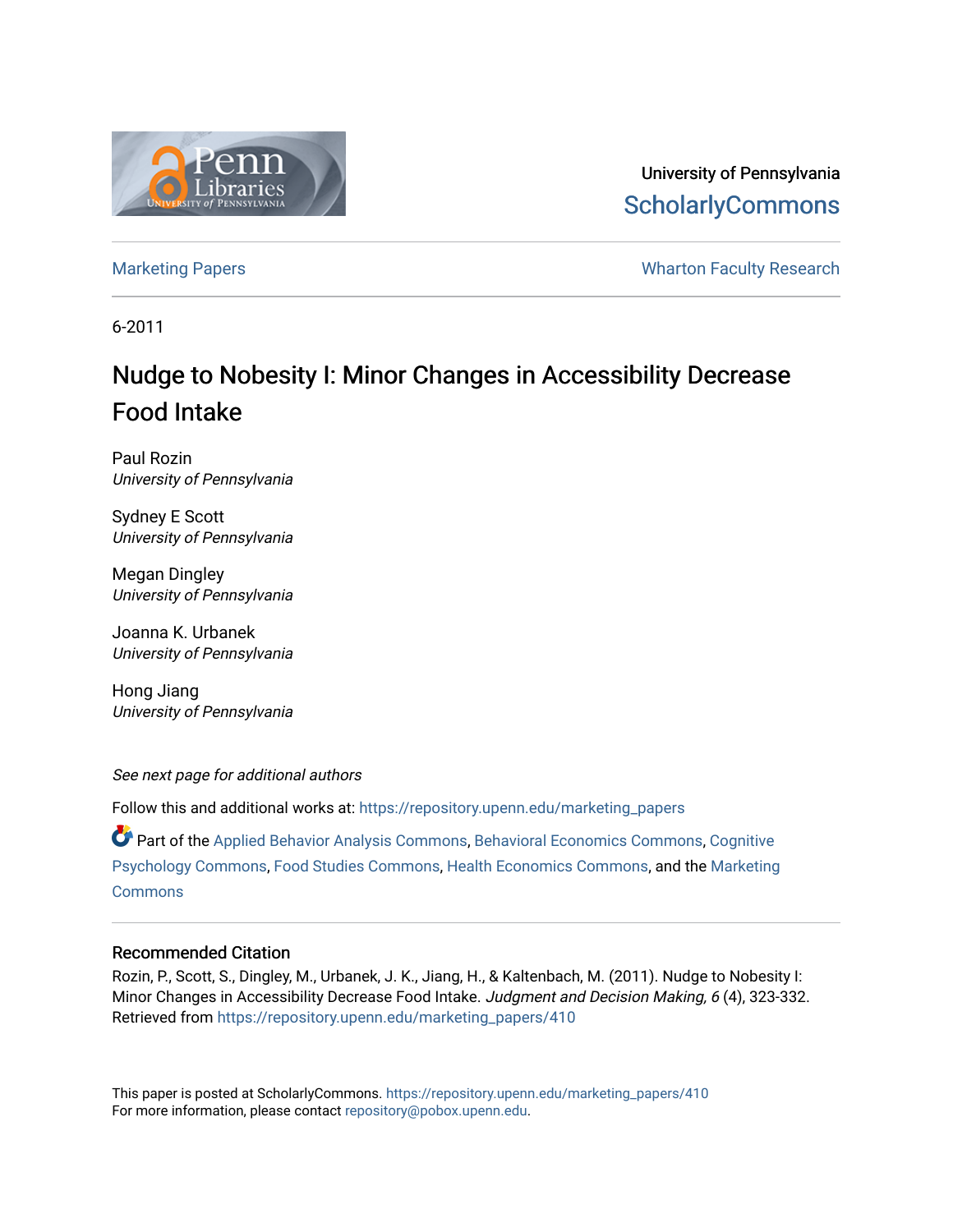University of Pennsylvania
ScholarlyCommons

Marketing Papers

Wharton Faculty Research

6-2011

# Nudge to Nobesity I: Minor Changes in Accessibility Decrease Food Intake

Paul Rozin
*University of Pennsylvania*

Sydney E Scott
*University of Pennsylvania*

Megan Dingley
*University of Pennsylvania*

Joanna K. Urbanek
*University of Pennsylvania*

Hong Jiang
*University of Pennsylvania*

*See next page for additional authors*

Follow this and additional works at: https://repository.upenn.edu/marketing_papers

Part of the Applied Behavior Analysis Commons, Behavioral Economics Commons, Cognitive Psychology Commons, Food Studies Commons, Health Economics Commons, and the Marketing Commons

### Recommended Citation

Rozin, P., Scott, S., Dingley, M., Urbanek, J. K., Jiang, H., & Kaltenbach, M. (2011). Nudge to Nobesity I: Minor Changes in Accessibility Decrease Food Intake. *Judgment and Decision Making, 6* (4), 323-332. Retrieved from https://repository.upenn.edu/marketing_papers/410

This paper is posted at ScholarlyCommons. https://repository.upenn.edu/marketing_papers/410
For more information, please contact repository@pobox.upenn.edu.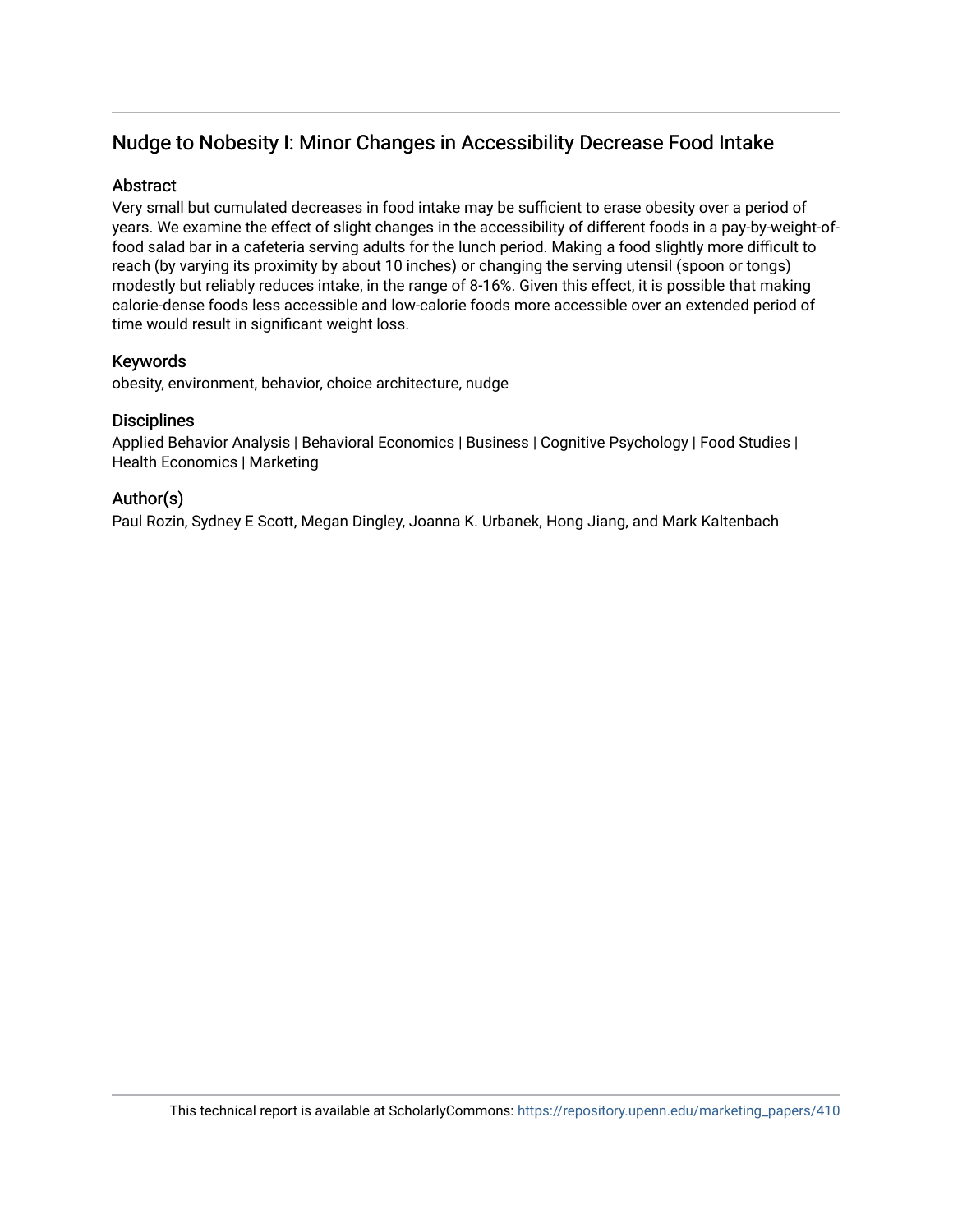## Nudge to Nobesity I: Minor Changes in Accessibility Decrease Food Intake

### Abstract

Very small but cumulated decreases in food intake may be sufficient to erase obesity over a period of years. We examine the effect of slight changes in the accessibility of different foods in a pay-by-weight-of-food salad bar in a cafeteria serving adults for the lunch period. Making a food slightly more difficult to reach (by varying its proximity by about 10 inches) or changing the serving utensil (spoon or tongs) modestly but reliably reduces intake, in the range of 8-16%. Given this effect, it is possible that making calorie-dense foods less accessible and low-calorie foods more accessible over an extended period of time would result in significant weight loss.

### Keywords

obesity, environment, behavior, choice architecture, nudge

### Disciplines

Applied Behavior Analysis | Behavioral Economics | Business | Cognitive Psychology | Food Studies | Health Economics | Marketing

### Author(s)

Paul Rozin, Sydney E Scott, Megan Dingley, Joanna K. Urbanek, Hong Jiang, and Mark Kaltenbach

This technical report is available at ScholarlyCommons: https://repository.upenn.edu/marketing_papers/410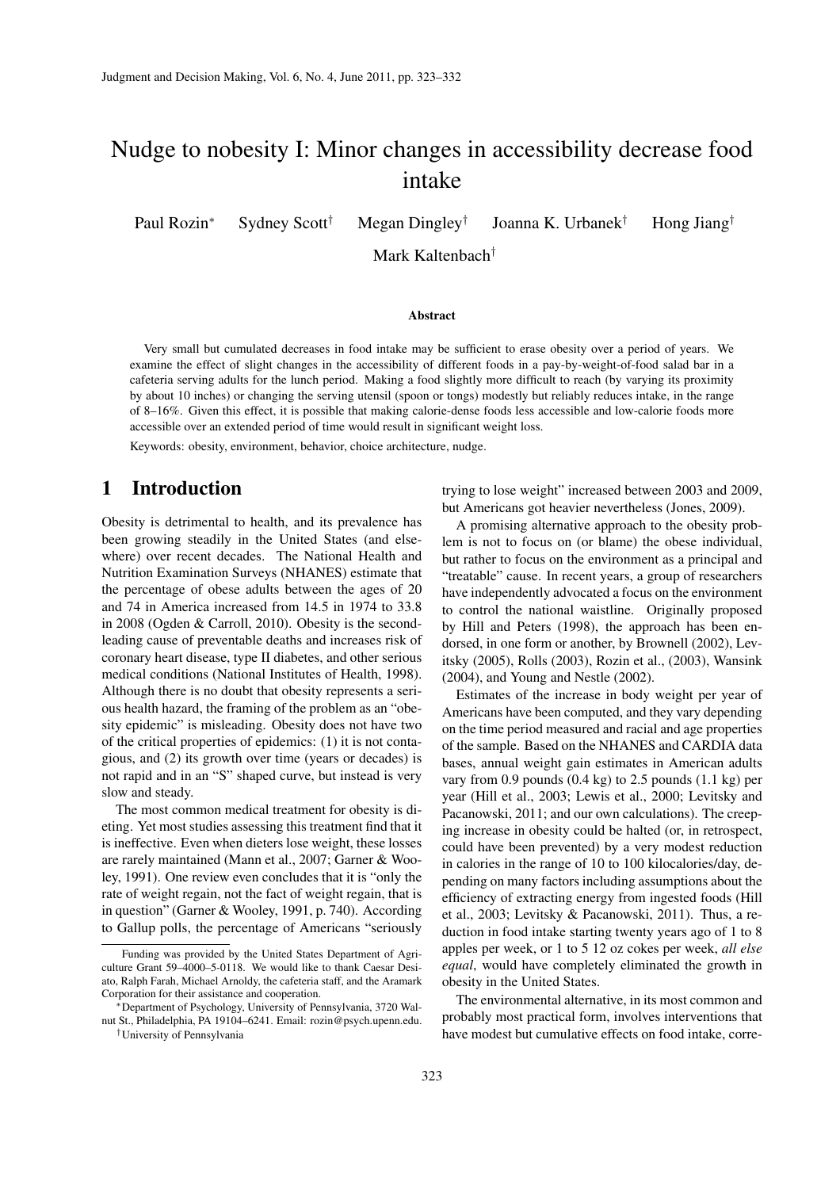# Nudge to nobesity I: Minor changes in accessibility decrease food intake

Paul Rozin[*] Sydney Scott[†] Megan Dingley[†] Joanna K. Urbanek[†] Hong Jiang[†] Mark Kaltenbach[†]

### Abstract

Very small but cumulated decreases in food intake may be sufficient to erase obesity over a period of years. We examine the effect of slight changes in the accessibility of different foods in a pay-by-weight-of-food salad bar in a cafeteria serving adults for the lunch period. Making a food slightly more difficult to reach (by varying its proximity by about 10 inches) or changing the serving utensil (spoon or tongs) modestly but reliably reduces intake, in the range of 8–16%. Given this effect, it is possible that making calorie-dense foods less accessible and low-calorie foods more accessible over an extended period of time would result in significant weight loss.

Keywords: obesity, environment, behavior, choice architecture, nudge.

## 1 Introduction

Obesity is detrimental to health, and its prevalence has been growing steadily in the United States (and elsewhere) over recent decades. The National Health and Nutrition Examination Surveys (NHANES) estimate that the percentage of obese adults between the ages of 20 and 74 in America increased from 14.5 in 1974 to 33.8 in 2008 (Ogden & Carroll, 2010). Obesity is the second-leading cause of preventable deaths and increases risk of coronary heart disease, type II diabetes, and other serious medical conditions (National Institutes of Health, 1998). Although there is no doubt that obesity represents a serious health hazard, the framing of the problem as an "obesity epidemic" is misleading. Obesity does not have two of the critical properties of epidemics: (1) it is not contagious, and (2) its growth over time (years or decades) is not rapid and in an "S" shaped curve, but instead is very slow and steady.

The most common medical treatment for obesity is dieting. Yet most studies assessing this treatment find that it is ineffective. Even when dieters lose weight, these losses are rarely maintained (Mann et al., 2007; Garner & Wooley, 1991). One review even concludes that it is "only the rate of weight regain, not the fact of weight regain, that is in question" (Garner & Wooley, 1991, p. 740). According to Gallup polls, the percentage of Americans "seriously trying to lose weight" increased between 2003 and 2009, but Americans got heavier nevertheless (Jones, 2009).

A promising alternative approach to the obesity problem is not to focus on (or blame) the obese individual, but rather to focus on the environment as a principal and "treatable" cause. In recent years, a group of researchers have independently advocated a focus on the environment to control the national waistline. Originally proposed by Hill and Peters (1998), the approach has been endorsed, in one form or another, by Brownell (2002), Levitsky (2005), Rolls (2003), Rozin et al., (2003), Wansink (2004), and Young and Nestle (2002).

Estimates of the increase in body weight per year of Americans have been computed, and they vary depending on the time period measured and racial and age properties of the sample. Based on the NHANES and CARDIA data bases, annual weight gain estimates in American adults vary from 0.9 pounds (0.4 kg) to 2.5 pounds (1.1 kg) per year (Hill et al., 2003; Lewis et al., 2000; Levitsky and Pacanowski, 2011; and our own calculations). The creeping increase in obesity could be halted (or, in retrospect, could have been prevented) by a very modest reduction in calories in the range of 10 to 100 kilocalories/day, depending on many factors including assumptions about the efficiency of extracting energy from ingested foods (Hill et al., 2003; Levitsky & Pacanowski, 2011). Thus, a reduction in food intake starting twenty years ago of 1 to 8 apples per week, or 1 to 5 12 oz cokes per week, *all else equal*, would have completely eliminated the growth in obesity in the United States.

The environmental alternative, in its most common and probably most practical form, involves interventions that have modest but cumulative effects on food intake, corre-

Funding was provided by the United States Department of Agriculture Grant 59–4000–5-0118. We would like to thank Caesar Desiato, Ralph Farah, Michael Arnoldy, the cafeteria staff, and the Aramark Corporation for their assistance and cooperation.

[*]Department of Psychology, University of Pennsylvania, 3720 Walnut St., Philadelphia, PA 19104–6241. Email: rozin@psych.upenn.edu.

[†]University of Pennsylvania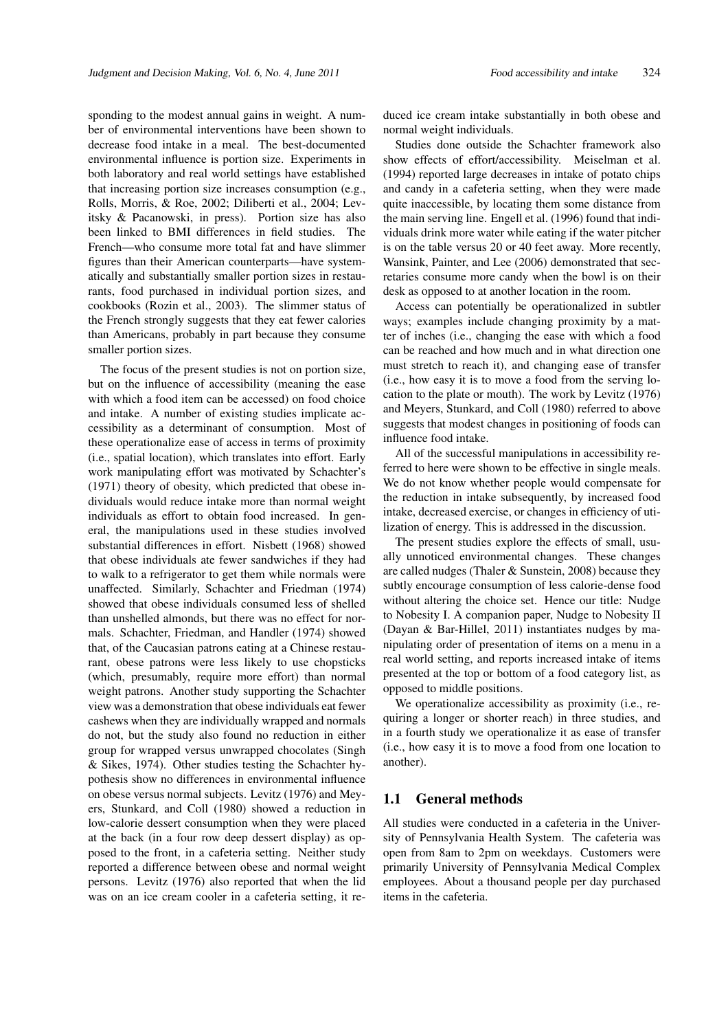sponding to the modest annual gains in weight. A number of environmental interventions have been shown to decrease food intake in a meal. The best-documented environmental influence is portion size. Experiments in both laboratory and real world settings have established that increasing portion size increases consumption (e.g., Rolls, Morris, & Roe, 2002; Diliberti et al., 2004; Levitsky & Pacanowski, in press). Portion size has also been linked to BMI differences in field studies. The French—who consume more total fat and have slimmer figures than their American counterparts—have systematically and substantially smaller portion sizes in restaurants, food purchased in individual portion sizes, and cookbooks (Rozin et al., 2003). The slimmer status of the French strongly suggests that they eat fewer calories than Americans, probably in part because they consume smaller portion sizes.

The focus of the present studies is not on portion size, but on the influence of accessibility (meaning the ease with which a food item can be accessed) on food choice and intake. A number of existing studies implicate accessibility as a determinant of consumption. Most of these operationalize ease of access in terms of proximity (i.e., spatial location), which translates into effort. Early work manipulating effort was motivated by Schachter's (1971) theory of obesity, which predicted that obese individuals would reduce intake more than normal weight individuals as effort to obtain food increased. In general, the manipulations used in these studies involved substantial differences in effort. Nisbett (1968) showed that obese individuals ate fewer sandwiches if they had to walk to a refrigerator to get them while normals were unaffected. Similarly, Schachter and Friedman (1974) showed that obese individuals consumed less of shelled than unshelled almonds, but there was no effect for normals. Schachter, Friedman, and Handler (1974) showed that, of the Caucasian patrons eating at a Chinese restaurant, obese patrons were less likely to use chopsticks (which, presumably, require more effort) than normal weight patrons. Another study supporting the Schachter view was a demonstration that obese individuals eat fewer cashews when they are individually wrapped and normals do not, but the study also found no reduction in either group for wrapped versus unwrapped chocolates (Singh & Sikes, 1974). Other studies testing the Schachter hypothesis show no differences in environmental influence on obese versus normal subjects. Levitz (1976) and Meyers, Stunkard, and Coll (1980) showed a reduction in low-calorie dessert consumption when they were placed at the back (in a four row deep dessert display) as opposed to the front, in a cafeteria setting. Neither study reported a difference between obese and normal weight persons. Levitz (1976) also reported that when the lid was on an ice cream cooler in a cafeteria setting, it reduced ice cream intake substantially in both obese and normal weight individuals.

Studies done outside the Schachter framework also show effects of effort/accessibility. Meiselman et al. (1994) reported large decreases in intake of potato chips and candy in a cafeteria setting, when they were made quite inaccessible, by locating them some distance from the main serving line. Engell et al. (1996) found that individuals drink more water while eating if the water pitcher is on the table versus 20 or 40 feet away. More recently, Wansink, Painter, and Lee (2006) demonstrated that secretaries consume more candy when the bowl is on their desk as opposed to at another location in the room.

Access can potentially be operationalized in subtler ways; examples include changing proximity by a matter of inches (i.e., changing the ease with which a food can be reached and how much and in what direction one must stretch to reach it), and changing ease of transfer (i.e., how easy it is to move a food from the serving location to the plate or mouth). The work by Levitz (1976) and Meyers, Stunkard, and Coll (1980) referred to above suggests that modest changes in positioning of foods can influence food intake.

All of the successful manipulations in accessibility referred to here were shown to be effective in single meals. We do not know whether people would compensate for the reduction in intake subsequently, by increased food intake, decreased exercise, or changes in efficiency of utilization of energy. This is addressed in the discussion.

The present studies explore the effects of small, usually unnoticed environmental changes. These changes are called nudges (Thaler & Sunstein, 2008) because they subtly encourage consumption of less calorie-dense food without altering the choice set. Hence our title: Nudge to Nobesity I. A companion paper, Nudge to Nobesity II (Dayan & Bar-Hillel, 2011) instantiates nudges by manipulating order of presentation of items on a menu in a real world setting, and reports increased intake of items presented at the top or bottom of a food category list, as opposed to middle positions.

We operationalize accessibility as proximity (i.e., requiring a longer or shorter reach) in three studies, and in a fourth study we operationalize it as ease of transfer (i.e., how easy it is to move a food from one location to another).

## 1.1 General methods

All studies were conducted in a cafeteria in the University of Pennsylvania Health System. The cafeteria was open from 8am to 2pm on weekdays. Customers were primarily University of Pennsylvania Medical Complex employees. About a thousand people per day purchased items in the cafeteria.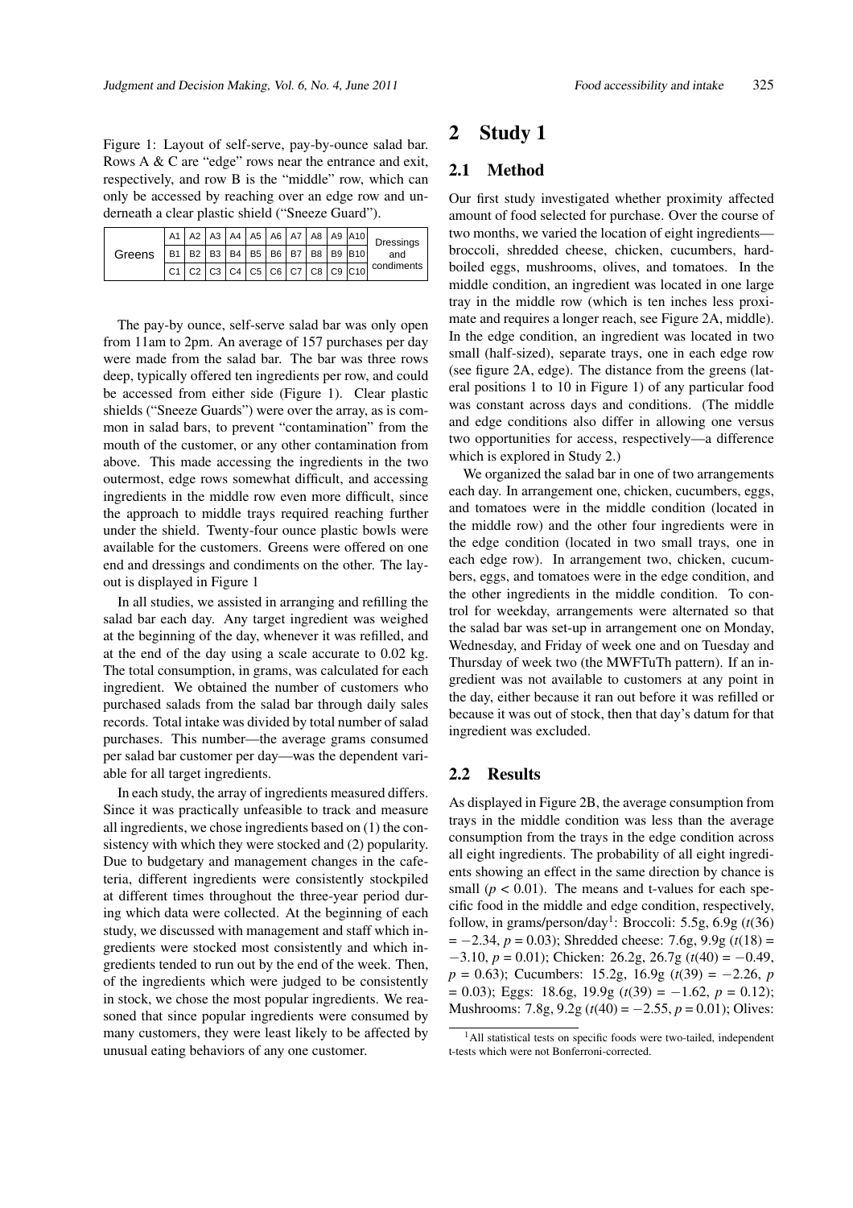Figure 1: Layout of self-serve, pay-by-ounce salad bar. Rows A & C are "edge" rows near the entrance and exit, respectively, and row B is the "middle" row, which can only be accessed by reaching over an edge row and underneath a clear plastic shield ("Sneeze Guard").

| Greens | A1 | A2 | A3 | A4 | A5 | A6 | A7 | A8 | A9 | A10 | Dressings and condiments |
|---|---|---|---|---|---|---|---|---|---|---|---|
| | B1 | B2 | B3 | B4 | B5 | B6 | B7 | B8 | B9 | B10 | |
| | C1 | C2 | C3 | C4 | C5 | C6 | C7 | C8 | C9 | C10 | |

The pay-by ounce, self-serve salad bar was only open from 11am to 2pm. An average of 157 purchases per day were made from the salad bar. The bar was three rows deep, typically offered ten ingredients per row, and could be accessed from either side (Figure 1). Clear plastic shields ("Sneeze Guards") were over the array, as is common in salad bars, to prevent "contamination" from the mouth of the customer, or any other contamination from above. This made accessing the ingredients in the two outermost, edge rows somewhat difficult, and accessing ingredients in the middle row even more difficult, since the approach to middle trays required reaching further under the shield. Twenty-four ounce plastic bowls were available for the customers. Greens were offered on one end and dressings and condiments on the other. The layout is displayed in Figure 1

In all studies, we assisted in arranging and refilling the salad bar each day. Any target ingredient was weighed at the beginning of the day, whenever it was refilled, and at the end of the day using a scale accurate to 0.02 kg. The total consumption, in grams, was calculated for each ingredient. We obtained the number of customers who purchased salads from the salad bar through daily sales records. Total intake was divided by total number of salad purchases. This number—the average grams consumed per salad bar customer per day—was the dependent variable for all target ingredients.

In each study, the array of ingredients measured differs. Since it was practically unfeasible to track and measure all ingredients, we chose ingredients based on (1) the consistency with which they were stocked and (2) popularity. Due to budgetary and management changes in the cafeteria, different ingredients were consistently stockpiled at different times throughout the three-year period during which data were collected. At the beginning of each study, we discussed with management and staff which ingredients were stocked most consistently and which ingredients tended to run out by the end of the week. Then, of the ingredients which were judged to be consistently in stock, we chose the most popular ingredients. We reasoned that since popular ingredients were consumed by many customers, they were least likely to be affected by unusual eating behaviors of any one customer.

# 2 Study 1

## 2.1 Method

Our first study investigated whether proximity affected amount of food selected for purchase. Over the course of two months, we varied the location of eight ingredients—broccoli, shredded cheese, chicken, cucumbers, hard-boiled eggs, mushrooms, olives, and tomatoes. In the middle condition, an ingredient was located in one large tray in the middle row (which is ten inches less proximate and requires a longer reach, see Figure 2A, middle). In the edge condition, an ingredient was located in two small (half-sized), separate trays, one in each edge row (see figure 2A, edge). The distance from the greens (lateral positions 1 to 10 in Figure 1) of any particular food was constant across days and conditions. (The middle and edge conditions also differ in allowing one versus two opportunities for access, respectively—a difference which is explored in Study 2.)

We organized the salad bar in one of two arrangements each day. In arrangement one, chicken, cucumbers, eggs, and tomatoes were in the middle condition (located in the middle row) and the other four ingredients were in the edge condition (located in two small trays, one in each edge row). In arrangement two, chicken, cucumbers, eggs, and tomatoes were in the edge condition, and the other ingredients in the middle condition. To control for weekday, arrangements were alternated so that the salad bar was set-up in arrangement one on Monday, Wednesday, and Friday of week one and on Tuesday and Thursday of week two (the MWFTuTh pattern). If an ingredient was not available to customers at any point in the day, either because it ran out before it was refilled or because it was out of stock, then that day's datum for that ingredient was excluded.

## 2.2 Results

As displayed in Figure 2B, the average consumption from trays in the middle condition was less than the average consumption from the trays in the edge condition across all eight ingredients. The probability of all eight ingredients showing an effect in the same direction by chance is small ($p < 0.01$). The means and t-values for each specific food in the middle and edge condition, respectively, follow, in grams/person/day[1]: Broccoli: 5.5g, 6.9g ($t(36) = -2.34$, $p = 0.03$); Shredded cheese: 7.6g, 9.9g ($t(18) = -3.10$, $p = 0.01$); Chicken: 26.2g, 26.7g ($t(40) = -0.49$, $p = 0.63$); Cucumbers: 15.2g, 16.9g ($t(39) = -2.26$, $p = 0.03$); Eggs: 18.6g, 19.9g ($t(39) = -1.62$, $p = 0.12$); Mushrooms: 7.8g, 9.2g ($t(40) = -2.55$, $p = 0.01$); Olives:

[1] All statistical tests on specific foods were two-tailed, independent t-tests which were not Bonferroni-corrected.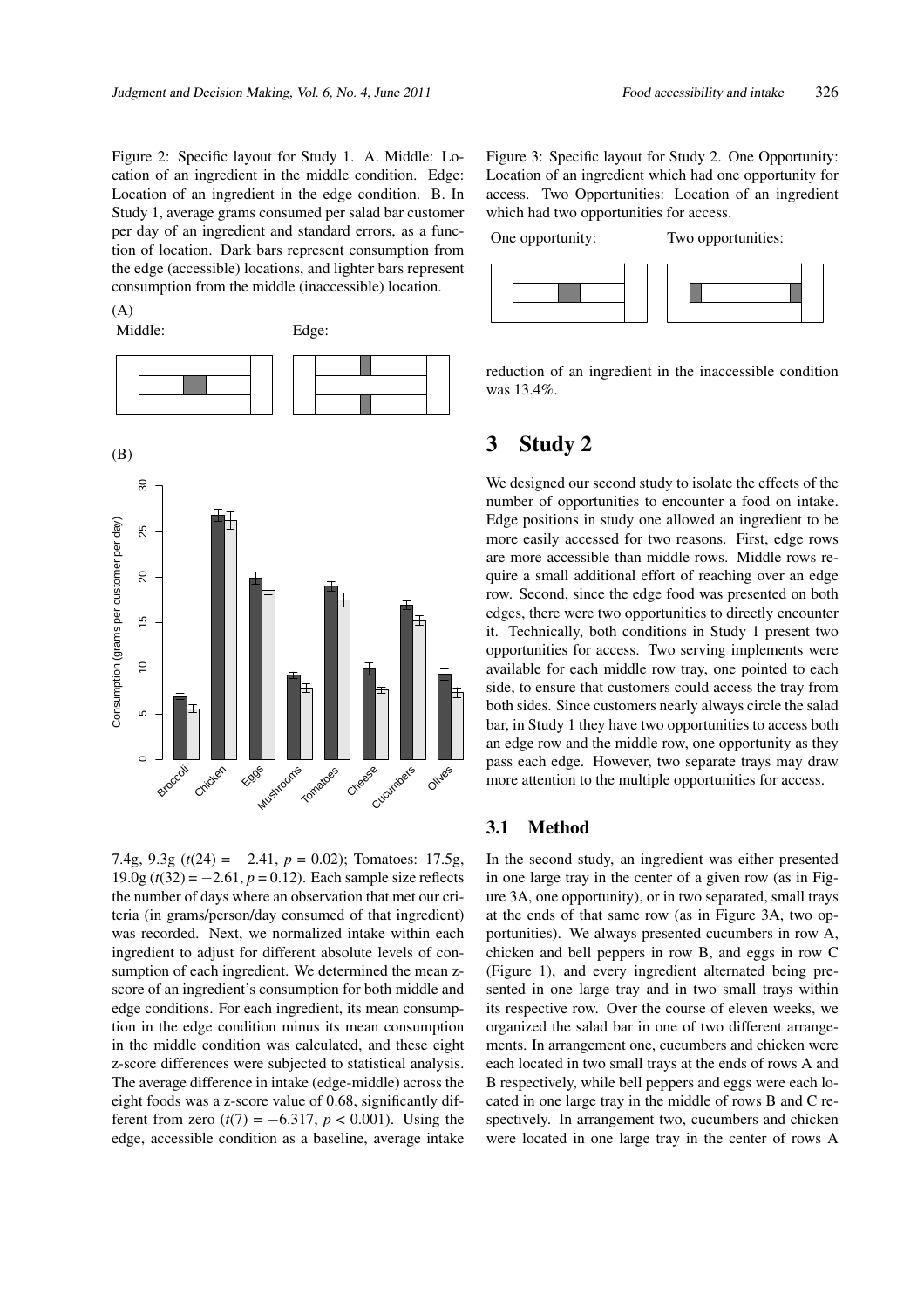Figure 2: Specific layout for Study 1. A. Middle: Location of an ingredient in the middle condition. Edge: Location of an ingredient in the edge condition. B. In Study 1, average grams consumed per salad bar customer per day of an ingredient and standard errors, as a function of location. Dark bars represent consumption from the edge (accessible) locations, and lighter bars represent consumption from the middle (inaccessible) location.

7.4g, 9.3g ($t(24) = -2.41$, $p = 0.02$); Tomatoes: 17.5g, 19.0g ($t(32) = -2.61$, $p = 0.12$). Each sample size reflects the number of days where an observation that met our criteria (in grams/person/day consumed of that ingredient) was recorded. Next, we normalized intake within each ingredient to adjust for different absolute levels of consumption of each ingredient. We determined the mean z-score of an ingredient's consumption for both middle and edge conditions. For each ingredient, its mean consumption in the edge condition minus its mean consumption in the middle condition was calculated, and these eight z-score differences were subjected to statistical analysis. The average difference in intake (edge-middle) across the eight foods was a z-score value of 0.68, significantly different from zero ($t(7) = -6.317$, $p < 0.001$). Using the edge, accessible condition as a baseline, average intake reduction of an ingredient in the inaccessible condition was 13.4%.

Figure 3: Specific layout for Study 2. One Opportunity: Location of an ingredient which had one opportunity for access. Two Opportunities: Location of an ingredient which had two opportunities for access.

## 3 Study 2

We designed our second study to isolate the effects of the number of opportunities to encounter a food on intake. Edge positions in study one allowed an ingredient to be more easily accessed for two reasons. First, edge rows are more accessible than middle rows. Middle rows require a small additional effort of reaching over an edge row. Second, since the edge food was presented on both edges, there were two opportunities to directly encounter it. Technically, both conditions in Study 1 present two opportunities for access. Two serving implements were available for each middle row tray, one pointed to each side, to ensure that customers could access the tray from both sides. Since customers nearly always circle the salad bar, in Study 1 they have two opportunities to access both an edge row and the middle row, one opportunity as they pass each edge. However, two separate trays may draw more attention to the multiple opportunities for access.

### 3.1 Method

In the second study, an ingredient was either presented in one large tray in the center of a given row (as in Figure 3A, one opportunity), or in two separated, small trays at the ends of that same row (as in Figure 3A, two opportunities). We always presented cucumbers in row A, chicken and bell peppers in row B, and eggs in row C (Figure 1), and every ingredient alternated being presented in one large tray and in two small trays within its respective row. Over the course of eleven weeks, we organized the salad bar in one of two different arrangements. In arrangement one, cucumbers and chicken were each located in two small trays at the ends of rows A and B respectively, while bell peppers and eggs were each located in one large tray in the middle of rows B and C respectively. In arrangement two, cucumbers and chicken were located in one large tray in the center of rows A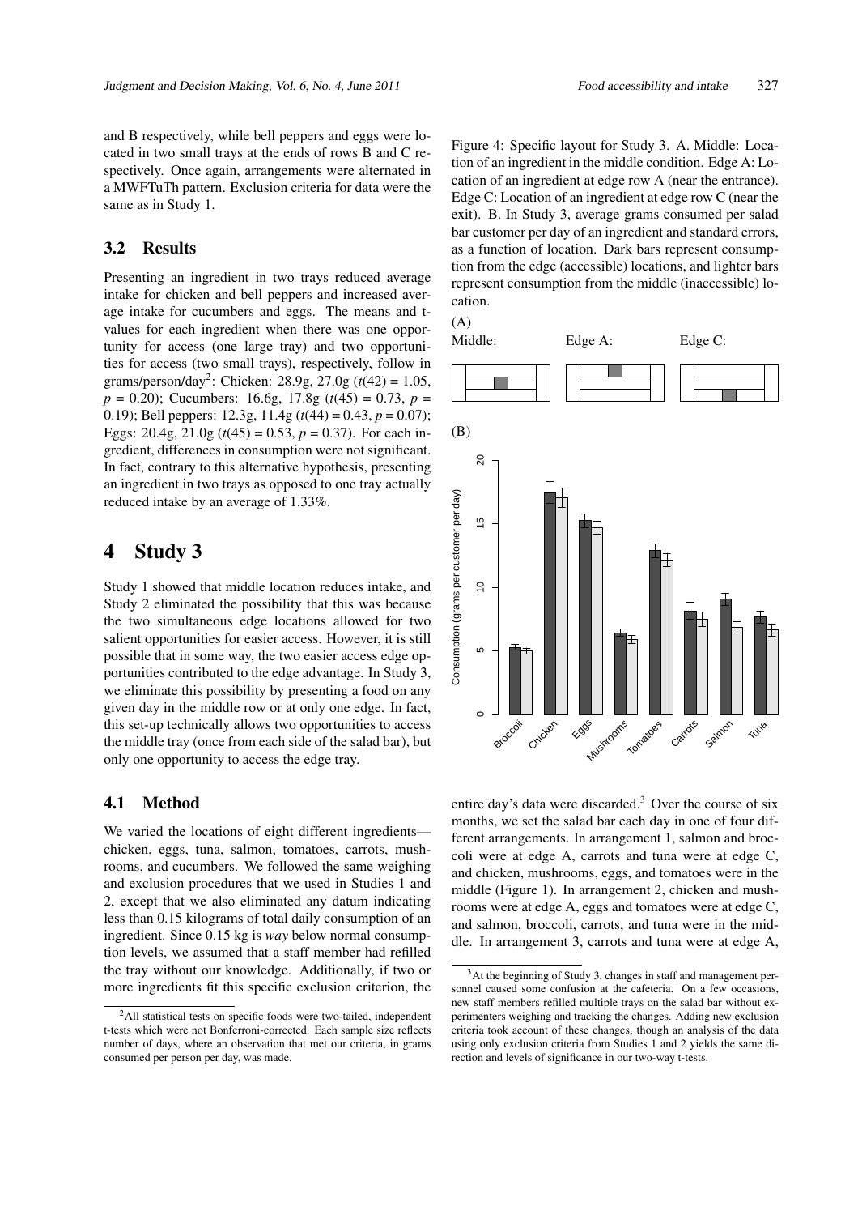and B respectively, while bell peppers and eggs were located in two small trays at the ends of rows B and C respectively. Once again, arrangements were alternated in a MWFTuTh pattern. Exclusion criteria for data were the same as in Study 1.

### 3.2 Results

Presenting an ingredient in two trays reduced average intake for chicken and bell peppers and increased average intake for cucumbers and eggs. The means and t-values for each ingredient when there was one opportunity for access (one large tray) and two opportunities for access (two small trays), respectively, follow in grams/person/day[2]: Chicken: 28.9g, 27.0g ($t(42) = 1.05$, $p = 0.20$); Cucumbers: 16.6g, 17.8g ($t(45) = 0.73$, $p = 0.19$); Bell peppers: 12.3g, 11.4g ($t(44) = 0.43$, $p = 0.07$); Eggs: 20.4g, 21.0g ($t(45) = 0.53$, $p = 0.37$). For each ingredient, differences in consumption were not significant. In fact, contrary to this alternative hypothesis, presenting an ingredient in two trays as opposed to one tray actually reduced intake by an average of 1.33%.

## 4 Study 3

Study 1 showed that middle location reduces intake, and Study 2 eliminated the possibility that this was because the two simultaneous edge locations allowed for two salient opportunities for easier access. However, it is still possible that in some way, the two easier access edge opportunities contributed to the edge advantage. In Study 3, we eliminate this possibility by presenting a food on any given day in the middle row or at only one edge. In fact, this set-up technically allows two opportunities to access the middle tray (once from each side of the salad bar), but only one opportunity to access the edge tray.

### 4.1 Method

We varied the locations of eight different ingredients—chicken, eggs, tuna, salmon, tomatoes, carrots, mushrooms, and cucumbers. We followed the same weighing and exclusion procedures that we used in Studies 1 and 2, except that we also eliminated any datum indicating less than 0.15 kilograms of total daily consumption of an ingredient. Since 0.15 kg is *way* below normal consumption levels, we assumed that a staff member had refilled the tray without our knowledge. Additionally, if two or more ingredients fit this specific exclusion criterion, the entire day's data were discarded.[3] Over the course of six months, we set the salad bar each day in one of four different arrangements. In arrangement 1, salmon and broccoli were at edge A, carrots and tuna were at edge C, and chicken, mushrooms, eggs, and tomatoes were in the middle (Figure 1). In arrangement 2, chicken and mushrooms were at edge A, eggs and tomatoes were at edge C, and salmon, broccoli, carrots, and tuna were in the middle. In arrangement 3, carrots and tuna were at edge A,

Figure 4: Specific layout for Study 3. A. Middle: Location of an ingredient in the middle condition. Edge A: Location of an ingredient at edge row A (near the entrance). Edge C: Location of an ingredient at edge row C (near the exit). B. In Study 3, average grams consumed per salad bar customer per day of an ingredient and standard errors, as a function of location. Dark bars represent consumption from the edge (accessible) locations, and lighter bars represent consumption from the middle (inaccessible) location.

[2]All statistical tests on specific foods were two-tailed, independent t-tests which were not Bonferroni-corrected. Each sample size reflects number of days, where an observation that met our criteria, in grams consumed per person per day, was made.

[3]At the beginning of Study 3, changes in staff and management personnel caused some confusion at the cafeteria. On a few occasions, new staff members refilled multiple trays on the salad bar without experimenters weighing and tracking the changes. Adding new exclusion criteria took account of these changes, though an analysis of the data using only exclusion criteria from Studies 1 and 2 yields the same direction and levels of significance in our two-way t-tests.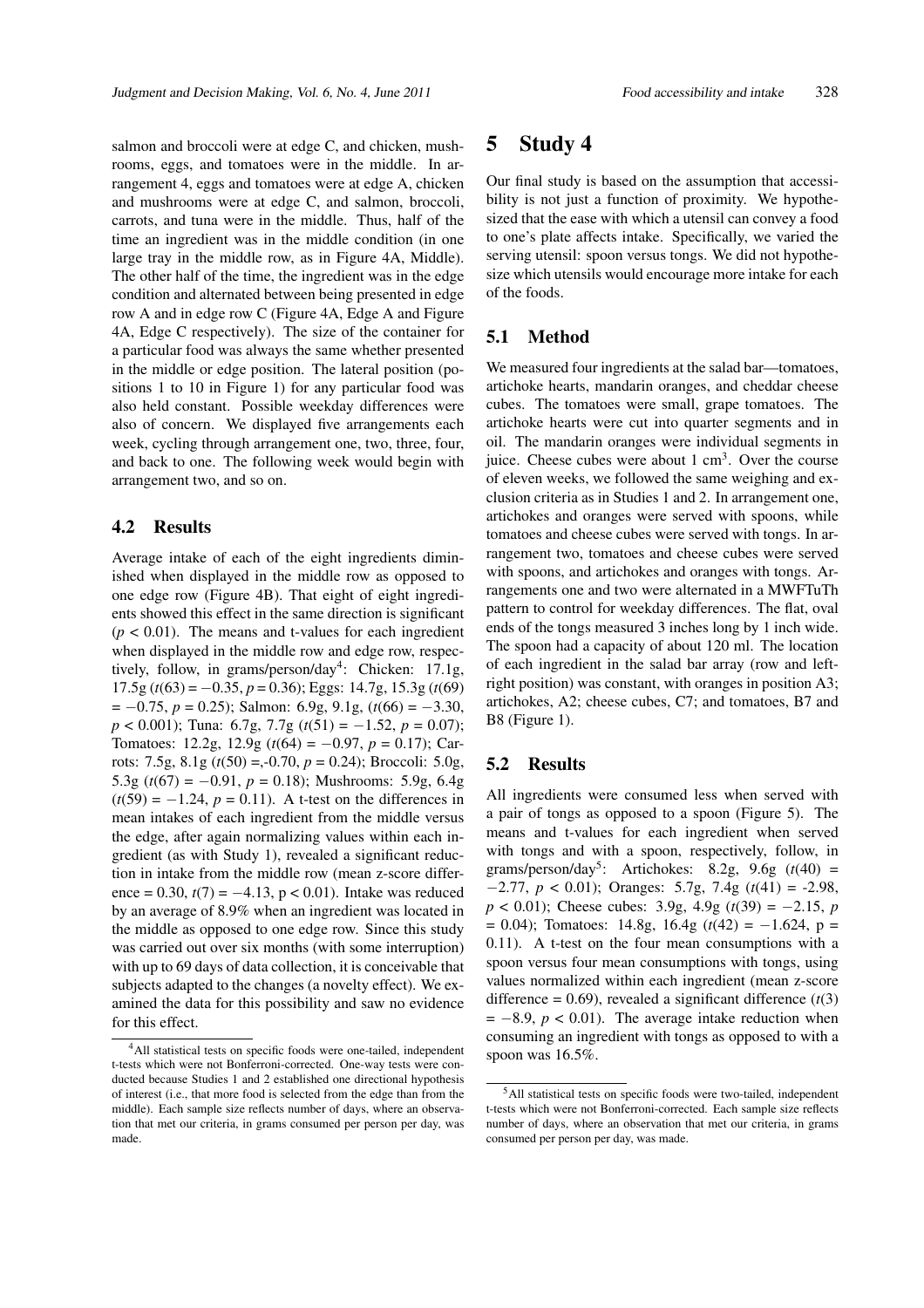salmon and broccoli were at edge C, and chicken, mushrooms, eggs, and tomatoes were in the middle. In arrangement 4, eggs and tomatoes were at edge A, chicken and mushrooms were at edge C, and salmon, broccoli, carrots, and tuna were in the middle. Thus, half of the time an ingredient was in the middle condition (in one large tray in the middle row, as in Figure 4A, Middle). The other half of the time, the ingredient was in the edge condition and alternated between being presented in edge row A and in edge row C (Figure 4A, Edge A and Figure 4A, Edge C respectively). The size of the container for a particular food was always the same whether presented in the middle or edge position. The lateral position (positions 1 to 10 in Figure 1) for any particular food was also held constant. Possible weekday differences were also of concern. We displayed five arrangements each week, cycling through arrangement one, two, three, four, and back to one. The following week would begin with arrangement two, and so on.

### 4.2 Results

Average intake of each of the eight ingredients diminished when displayed in the middle row as opposed to one edge row (Figure 4B). That eight of eight ingredients showed this effect in the same direction is significant ($p < 0.01$). The means and t-values for each ingredient when displayed in the middle row and edge row, respectively, follow, in grams/person/day[4]: Chicken: 17.1g, 17.5g ($t(63) = -0.35$, $p = 0.36$); Eggs: 14.7g, 15.3g ($t(69) = -0.75$, $p = 0.25$); Salmon: 6.9g, 9.1g, ($t(66) = -3.30$, $p < 0.001$); Tuna: 6.7g, 7.7g ($t(51) = -1.52$, $p = 0.07$); Tomatoes: 12.2g, 12.9g ($t(64) = -0.97$, $p = 0.17$); Carrots: 7.5g, 8.1g ($t(50)$ =,-0.70, $p = 0.24$); Broccoli: 5.0g, 5.3g ($t(67) = -0.91$, $p = 0.18$); Mushrooms: 5.9g, 6.4g ($t(59) = -1.24$, $p = 0.11$). A t-test on the differences in mean intakes of each ingredient from the middle versus the edge, after again normalizing values within each ingredient (as with Study 1), revealed a significant reduction in intake from the middle row (mean z-score difference = 0.30, $t(7) = -4.13$, p < 0.01). Intake was reduced by an average of 8.9% when an ingredient was located in the middle as opposed to one edge row. Since this study was carried out over six months (with some interruption) with up to 69 days of data collection, it is conceivable that subjects adapted to the changes (a novelty effect). We examined the data for this possibility and saw no evidence for this effect.

[4]All statistical tests on specific foods were one-tailed, independent t-tests which were not Bonferroni-corrected. One-way tests were conducted because Studies 1 and 2 established one directional hypothesis of interest (i.e., that more food is selected from the edge than from the middle). Each sample size reflects number of days, where an observation that met our criteria, in grams consumed per person per day, was made.

## 5 Study 4

Our final study is based on the assumption that accessibility is not just a function of proximity. We hypothesized that the ease with which a utensil can convey a food to one's plate affects intake. Specifically, we varied the serving utensil: spoon versus tongs. We did not hypothesize which utensils would encourage more intake for each of the foods.

### 5.1 Method

We measured four ingredients at the salad bar—tomatoes, artichoke hearts, mandarin oranges, and cheddar cheese cubes. The tomatoes were small, grape tomatoes. The artichoke hearts were cut into quarter segments and in oil. The mandarin oranges were individual segments in juice. Cheese cubes were about 1 cm$^3$. Over the course of eleven weeks, we followed the same weighing and exclusion criteria as in Studies 1 and 2. In arrangement one, artichokes and oranges were served with spoons, while tomatoes and cheese cubes were served with tongs. In arrangement two, tomatoes and cheese cubes were served with spoons, and artichokes and oranges with tongs. Arrangements one and two were alternated in a MWFTuTh pattern to control for weekday differences. The flat, oval ends of the tongs measured 3 inches long by 1 inch wide. The spoon had a capacity of about 120 ml. The location of each ingredient in the salad bar array (row and left-right position) was constant, with oranges in position A3; artichokes, A2; cheese cubes, C7; and tomatoes, B7 and B8 (Figure 1).

### 5.2 Results

All ingredients were consumed less when served with a pair of tongs as opposed to a spoon (Figure 5). The means and t-values for each ingredient when served with tongs and with a spoon, respectively, follow, in grams/person/day[5]: Artichokes: 8.2g, 9.6g ($t(40) = -2.77$, $p < 0.01$); Oranges: 5.7g, 7.4g ($t(41) = -2.98$, $p < 0.01$); Cheese cubes: 3.9g, 4.9g ($t(39) = -2.15$, $p = 0.04$); Tomatoes: 14.8g, 16.4g ($t(42) = -1.624$, p = 0.11). A t-test on the four mean consumptions with a spoon versus four mean consumptions with tongs, using values normalized within each ingredient (mean z-score difference = 0.69), revealed a significant difference ($t(3) = -8.9$, $p < 0.01$). The average intake reduction when consuming an ingredient with tongs as opposed to with a spoon was 16.5%.

[5]All statistical tests on specific foods were two-tailed, independent t-tests which were not Bonferroni-corrected. Each sample size reflects number of days, where an observation that met our criteria, in grams consumed per person per day, was made.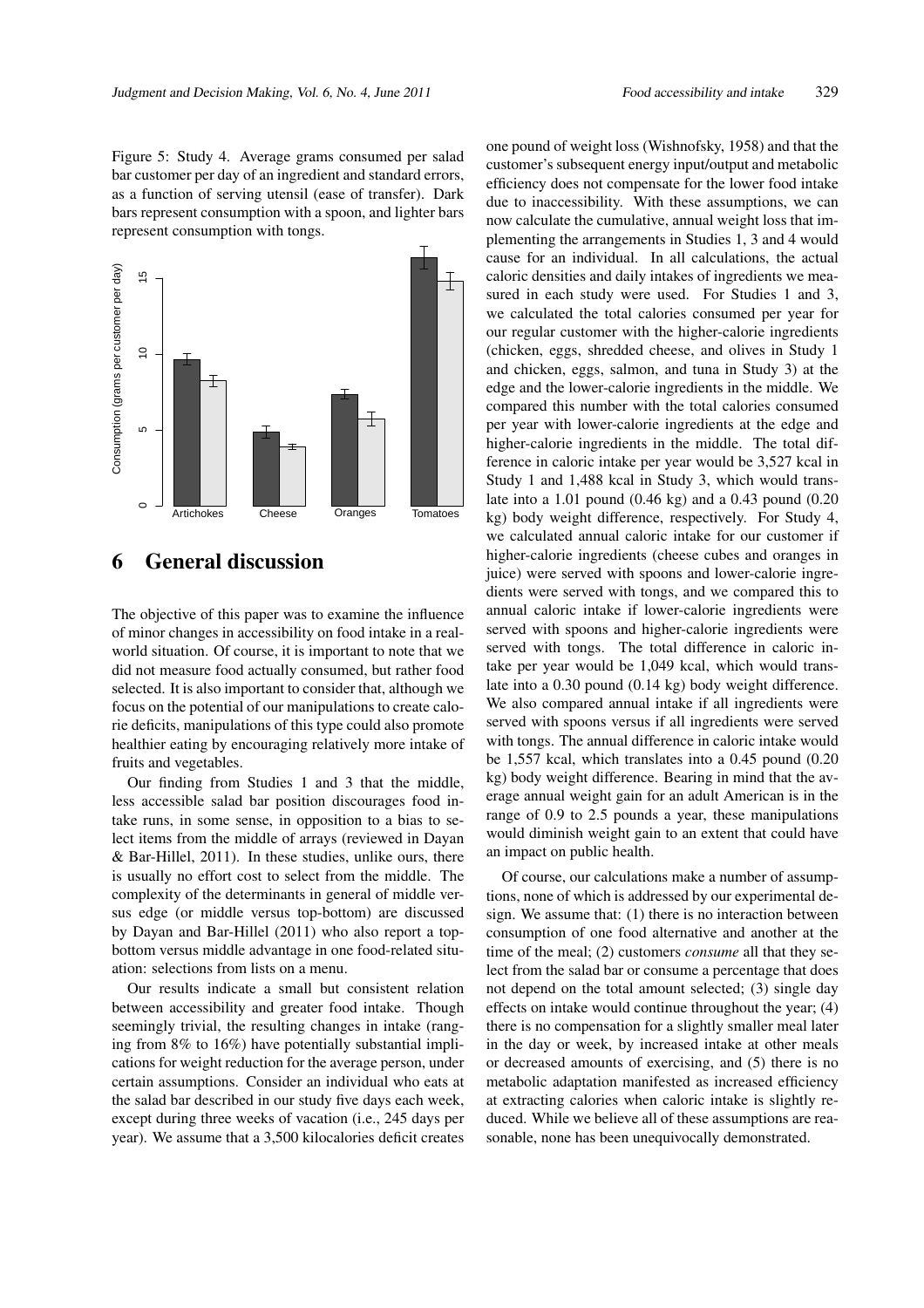Figure 5: Study 4. Average grams consumed per salad bar customer per day of an ingredient and standard errors, as a function of serving utensil (ease of transfer). Dark bars represent consumption with a spoon, and lighter bars represent consumption with tongs.

## 6 General discussion

The objective of this paper was to examine the influence of minor changes in accessibility on food intake in a real-world situation. Of course, it is important to note that we did not measure food actually consumed, but rather food selected. It is also important to consider that, although we focus on the potential of our manipulations to create calorie deficits, manipulations of this type could also promote healthier eating by encouraging relatively more intake of fruits and vegetables.

Our finding from Studies 1 and 3 that the middle, less accessible salad bar position discourages food intake runs, in some sense, in opposition to a bias to select items from the middle of arrays (reviewed in Dayan & Bar-Hillel, 2011). In these studies, unlike ours, there is usually no effort cost to select from the middle. The complexity of the determinants in general of middle versus edge (or middle versus top-bottom) are discussed by Dayan and Bar-Hillel (2011) who also report a top-bottom versus middle advantage in one food-related situation: selections from lists on a menu.

Our results indicate a small but consistent relation between accessibility and greater food intake. Though seemingly trivial, the resulting changes in intake (ranging from 8% to 16%) have potentially substantial implications for weight reduction for the average person, under certain assumptions. Consider an individual who eats at the salad bar described in our study five days each week, except during three weeks of vacation (i.e., 245 days per year). We assume that a 3,500 kilocalories deficit creates one pound of weight loss (Wishnofsky, 1958) and that the customer's subsequent energy input/output and metabolic efficiency does not compensate for the lower food intake due to inaccessibility. With these assumptions, we can now calculate the cumulative, annual weight loss that implementing the arrangements in Studies 1, 3 and 4 would cause for an individual. In all calculations, the actual caloric densities and daily intakes of ingredients we measured in each study were used. For Studies 1 and 3, we calculated the total calories consumed per year for our regular customer with the higher-calorie ingredients (chicken, eggs, shredded cheese, and olives in Study 1 and chicken, eggs, salmon, and tuna in Study 3) at the edge and the lower-calorie ingredients in the middle. We compared this number with the total calories consumed per year with lower-calorie ingredients at the edge and higher-calorie ingredients in the middle. The total difference in caloric intake per year would be 3,527 kcal in Study 1 and 1,488 kcal in Study 3, which would translate into a 1.01 pound (0.46 kg) and a 0.43 pound (0.20 kg) body weight difference, respectively. For Study 4, we calculated annual caloric intake for our customer if higher-calorie ingredients (cheese cubes and oranges in juice) were served with spoons and lower-calorie ingredients were served with tongs, and we compared this to annual caloric intake if lower-calorie ingredients were served with spoons and higher-calorie ingredients were served with tongs. The total difference in caloric intake per year would be 1,049 kcal, which would translate into a 0.30 pound (0.14 kg) body weight difference. We also compared annual intake if all ingredients were served with spoons versus if all ingredients were served with tongs. The annual difference in caloric intake would be 1,557 kcal, which translates into a 0.45 pound (0.20 kg) body weight difference. Bearing in mind that the average annual weight gain for an adult American is in the range of 0.9 to 2.5 pounds a year, these manipulations would diminish weight gain to an extent that could have an impact on public health.

Of course, our calculations make a number of assumptions, none of which is addressed by our experimental design. We assume that: (1) there is no interaction between consumption of one food alternative and another at the time of the meal; (2) customers *consume* all that they select from the salad bar or consume a percentage that does not depend on the total amount selected; (3) single day effects on intake would continue throughout the year; (4) there is no compensation for a slightly smaller meal later in the day or week, by increased intake at other meals or decreased amounts of exercising, and (5) there is no metabolic adaptation manifested as increased efficiency at extracting calories when caloric intake is slightly reduced. While we believe all of these assumptions are reasonable, none has been unequivocally demonstrated.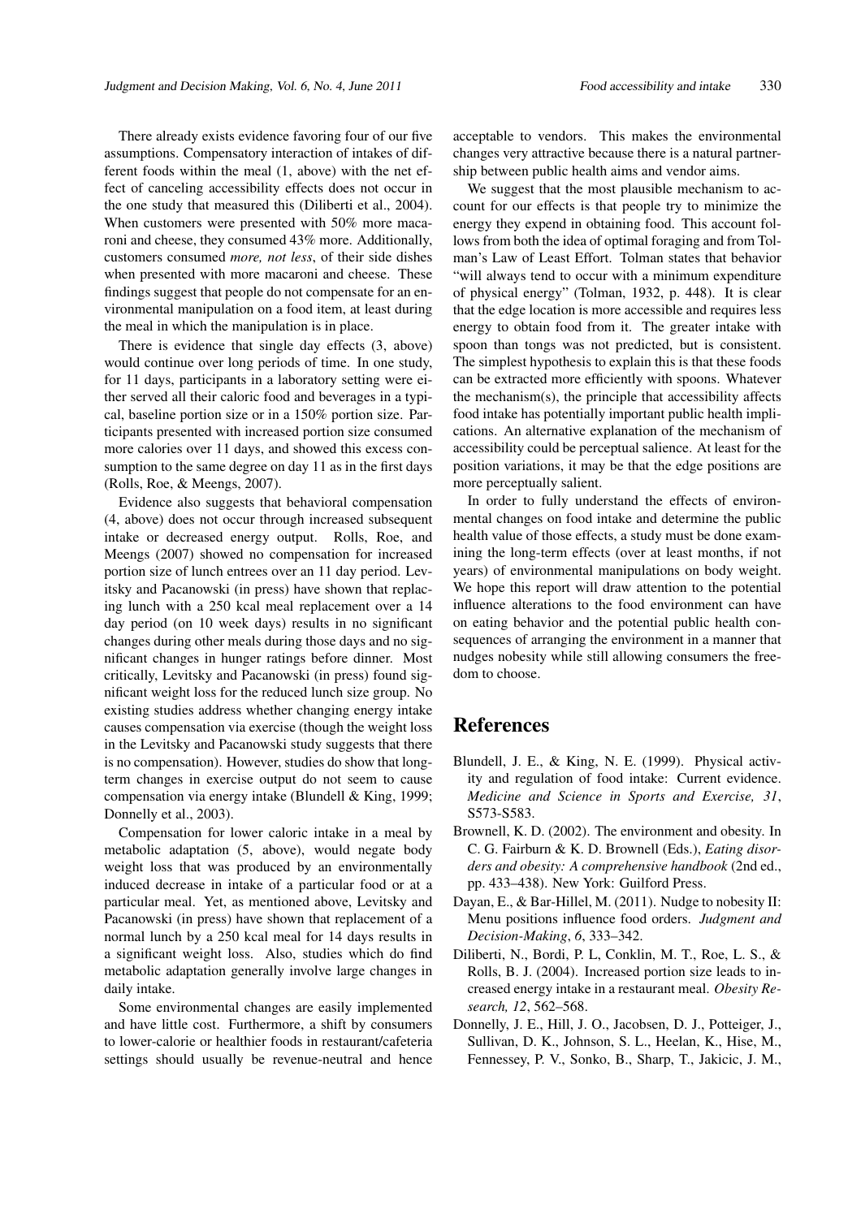There already exists evidence favoring four of our five assumptions. Compensatory interaction of intakes of different foods within the meal (1, above) with the net effect of canceling accessibility effects does not occur in the one study that measured this (Diliberti et al., 2004). When customers were presented with 50% more macaroni and cheese, they consumed 43% more. Additionally, customers consumed *more, not less*, of their side dishes when presented with more macaroni and cheese. These findings suggest that people do not compensate for an environmental manipulation on a food item, at least during the meal in which the manipulation is in place.

There is evidence that single day effects (3, above) would continue over long periods of time. In one study, for 11 days, participants in a laboratory setting were either served all their caloric food and beverages in a typical, baseline portion size or in a 150% portion size. Participants presented with increased portion size consumed more calories over 11 days, and showed this excess consumption to the same degree on day 11 as in the first days (Rolls, Roe, & Meengs, 2007).

Evidence also suggests that behavioral compensation (4, above) does not occur through increased subsequent intake or decreased energy output. Rolls, Roe, and Meengs (2007) showed no compensation for increased portion size of lunch entrees over an 11 day period. Levitsky and Pacanowski (in press) have shown that replacing lunch with a 250 kcal meal replacement over a 14 day period (on 10 week days) results in no significant changes during other meals during those days and no significant changes in hunger ratings before dinner. Most critically, Levitsky and Pacanowski (in press) found significant weight loss for the reduced lunch size group. No existing studies address whether changing energy intake causes compensation via exercise (though the weight loss in the Levitsky and Pacanowski study suggests that there is no compensation). However, studies do show that long-term changes in exercise output do not seem to cause compensation via energy intake (Blundell & King, 1999; Donnelly et al., 2003).

Compensation for lower caloric intake in a meal by metabolic adaptation (5, above), would negate body weight loss that was produced by an environmentally induced decrease in intake of a particular food or at a particular meal. Yet, as mentioned above, Levitsky and Pacanowski (in press) have shown that replacement of a normal lunch by a 250 kcal meal for 14 days results in a significant weight loss. Also, studies which do find metabolic adaptation generally involve large changes in daily intake.

Some environmental changes are easily implemented and have little cost. Furthermore, a shift by consumers to lower-calorie or healthier foods in restaurant/cafeteria settings should usually be revenue-neutral and hence acceptable to vendors. This makes the environmental changes very attractive because there is a natural partnership between public health aims and vendor aims.

We suggest that the most plausible mechanism to account for our effects is that people try to minimize the energy they expend in obtaining food. This account follows from both the idea of optimal foraging and from Tolman's Law of Least Effort. Tolman states that behavior "will always tend to occur with a minimum expenditure of physical energy" (Tolman, 1932, p. 448). It is clear that the edge location is more accessible and requires less energy to obtain food from it. The greater intake with spoon than tongs was not predicted, but is consistent. The simplest hypothesis to explain this is that these foods can be extracted more efficiently with spoons. Whatever the mechanism(s), the principle that accessibility affects food intake has potentially important public health implications. An alternative explanation of the mechanism of accessibility could be perceptual salience. At least for the position variations, it may be that the edge positions are more perceptually salient.

In order to fully understand the effects of environmental changes on food intake and determine the public health value of those effects, a study must be done examining the long-term effects (over at least months, if not years) of environmental manipulations on body weight. We hope this report will draw attention to the potential influence alterations to the food environment can have on eating behavior and the potential public health consequences of arranging the environment in a manner that nudges nobesity while still allowing consumers the freedom to choose.

# References

Blundell, J. E., & King, N. E. (1999). Physical activity and regulation of food intake: Current evidence. *Medicine and Science in Sports and Exercise, 31*, S573-S583.

Brownell, K. D. (2002). The environment and obesity. In C. G. Fairburn & K. D. Brownell (Eds.), *Eating disorders and obesity: A comprehensive handbook* (2nd ed., pp. 433–438). New York: Guilford Press.

Dayan, E., & Bar-Hillel, M. (2011). Nudge to nobesity II: Menu positions influence food orders. *Judgment and Decision-Making*, *6*, 333–342.

Diliberti, N., Bordi, P. L, Conklin, M. T., Roe, L. S., & Rolls, B. J. (2004). Increased portion size leads to increased energy intake in a restaurant meal. *Obesity Research, 12*, 562–568.

Donnelly, J. E., Hill, J. O., Jacobsen, D. J., Potteiger, J., Sullivan, D. K., Johnson, S. L., Heelan, K., Hise, M., Fennessey, P. V., Sonko, B., Sharp, T., Jakicic, J. M.,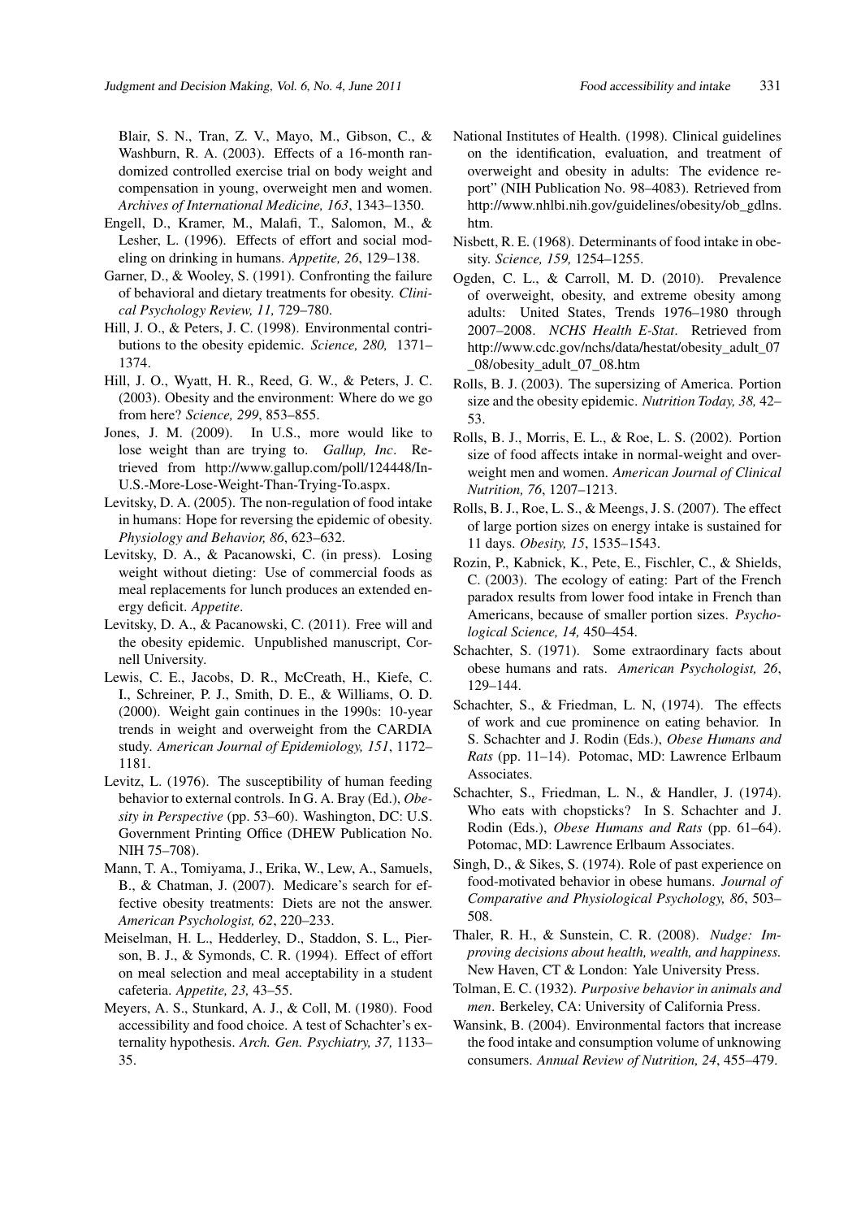Blair, S. N., Tran, Z. V., Mayo, M., Gibson, C., & Washburn, R. A. (2003). Effects of a 16-month randomized controlled exercise trial on body weight and compensation in young, overweight men and women. *Archives of International Medicine, 163*, 1343–1350.

Engell, D., Kramer, M., Malafi, T., Salomon, M., & Lesher, L. (1996). Effects of effort and social modeling on drinking in humans. *Appetite, 26*, 129–138.

Garner, D., & Wooley, S. (1991). Confronting the failure of behavioral and dietary treatments for obesity. *Clinical Psychology Review, 11,* 729–780.

Hill, J. O., & Peters, J. C. (1998). Environmental contributions to the obesity epidemic. *Science, 280,* 1371–1374.

Hill, J. O., Wyatt, H. R., Reed, G. W., & Peters, J. C. (2003). Obesity and the environment: Where do we go from here? *Science, 299*, 853–855.

Jones, J. M. (2009). In U.S., more would like to lose weight than are trying to. *Gallup, Inc*. Retrieved from http://www.gallup.com/poll/124448/In-U.S.-More-Lose-Weight-Than-Trying-To.aspx.

Levitsky, D. A. (2005). The non-regulation of food intake in humans: Hope for reversing the epidemic of obesity. *Physiology and Behavior, 86*, 623–632.

Levitsky, D. A., & Pacanowski, C. (in press). Losing weight without dieting: Use of commercial foods as meal replacements for lunch produces an extended energy deficit. *Appetite*.

Levitsky, D. A., & Pacanowski, C. (2011). Free will and the obesity epidemic. Unpublished manuscript, Cornell University.

Lewis, C. E., Jacobs, D. R., McCreath, H., Kiefe, C. I., Schreiner, P. J., Smith, D. E., & Williams, O. D. (2000). Weight gain continues in the 1990s: 10-year trends in weight and overweight from the CARDIA study. *American Journal of Epidemiology, 151*, 1172–1181.

Levitz, L. (1976). The susceptibility of human feeding behavior to external controls. In G. A. Bray (Ed.), *Obesity in Perspective* (pp. 53–60). Washington, DC: U.S. Government Printing Office (DHEW Publication No. NIH 75–708).

Mann, T. A., Tomiyama, J., Erika, W., Lew, A., Samuels, B., & Chatman, J. (2007). Medicare's search for effective obesity treatments: Diets are not the answer. *American Psychologist, 62*, 220–233.

Meiselman, H. L., Hedderley, D., Staddon, S. L., Pierson, B. J., & Symonds, C. R. (1994). Effect of effort on meal selection and meal acceptability in a student cafeteria. *Appetite, 23,* 43–55.

Meyers, A. S., Stunkard, A. J., & Coll, M. (1980). Food accessibility and food choice. A test of Schachter's externality hypothesis. *Arch. Gen. Psychiatry, 37,* 1133–35.

National Institutes of Health. (1998). Clinical guidelines on the identification, evaluation, and treatment of overweight and obesity in adults: The evidence report" (NIH Publication No. 98–4083). Retrieved from http://www.nhlbi.nih.gov/guidelines/obesity/ob_gdlns.htm.

Nisbett, R. E. (1968). Determinants of food intake in obesity. *Science, 159,* 1254–1255.

Ogden, C. L., & Carroll, M. D. (2010). Prevalence of overweight, obesity, and extreme obesity among adults: United States, Trends 1976–1980 through 2007–2008. *NCHS Health E-Stat*. Retrieved from http://www.cdc.gov/nchs/data/hestat/obesity_adult_07_08/obesity_adult_07_08.htm

Rolls, B. J. (2003). The supersizing of America. Portion size and the obesity epidemic. *Nutrition Today, 38,* 42–53.

Rolls, B. J., Morris, E. L., & Roe, L. S. (2002). Portion size of food affects intake in normal-weight and overweight men and women. *American Journal of Clinical Nutrition, 76*, 1207–1213.

Rolls, B. J., Roe, L. S., & Meengs, J. S. (2007). The effect of large portion sizes on energy intake is sustained for 11 days. *Obesity, 15*, 1535–1543.

Rozin, P., Kabnick, K., Pete, E., Fischler, C., & Shields, C. (2003). The ecology of eating: Part of the French paradox results from lower food intake in French than Americans, because of smaller portion sizes. *Psychological Science, 14,* 450–454.

Schachter, S. (1971). Some extraordinary facts about obese humans and rats. *American Psychologist, 26*, 129–144.

Schachter, S., & Friedman, L. N, (1974). The effects of work and cue prominence on eating behavior. In S. Schachter and J. Rodin (Eds.), *Obese Humans and Rats* (pp. 11–14). Potomac, MD: Lawrence Erlbaum Associates.

Schachter, S., Friedman, L. N., & Handler, J. (1974). Who eats with chopsticks? In S. Schachter and J. Rodin (Eds.), *Obese Humans and Rats* (pp. 61–64). Potomac, MD: Lawrence Erlbaum Associates.

Singh, D., & Sikes, S. (1974). Role of past experience on food-motivated behavior in obese humans. *Journal of Comparative and Physiological Psychology, 86*, 503–508.

Thaler, R. H., & Sunstein, C. R. (2008). *Nudge: Improving decisions about health, wealth, and happiness.* New Haven, CT & London: Yale University Press.

Tolman, E. C. (1932). *Purposive behavior in animals and men*. Berkeley, CA: University of California Press.

Wansink, B. (2004). Environmental factors that increase the food intake and consumption volume of unknowing consumers. *Annual Review of Nutrition, 24*, 455–479.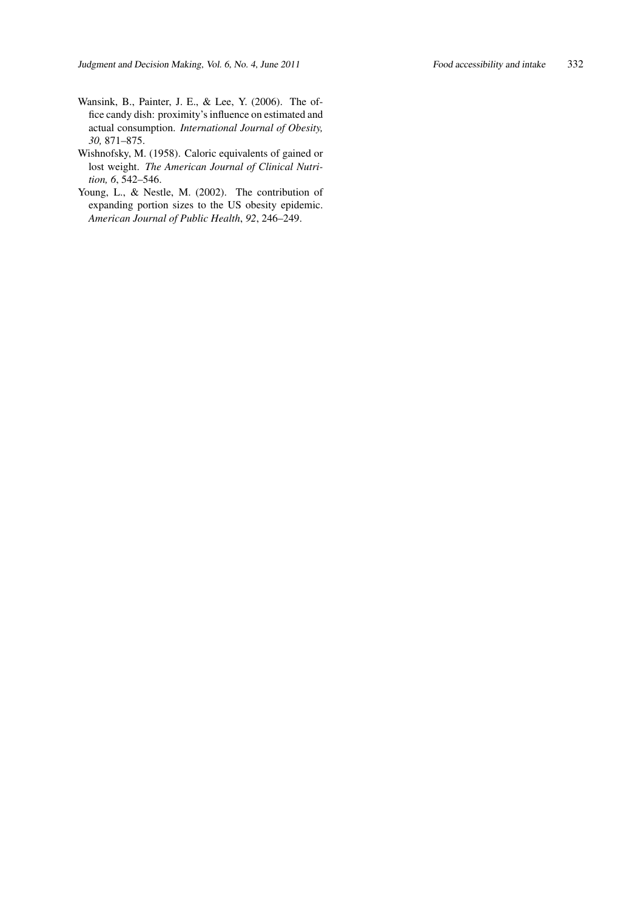Wansink, B., Painter, J. E., & Lee, Y. (2006). The office candy dish: proximity's influence on estimated and actual consumption. *International Journal of Obesity, 30,* 871–875.

Wishnofsky, M. (1958). Caloric equivalents of gained or lost weight. *The American Journal of Clinical Nutrition, 6*, 542–546.

Young, L., & Nestle, M. (2002). The contribution of expanding portion sizes to the US obesity epidemic. *American Journal of Public Health*, *92*, 246–249.